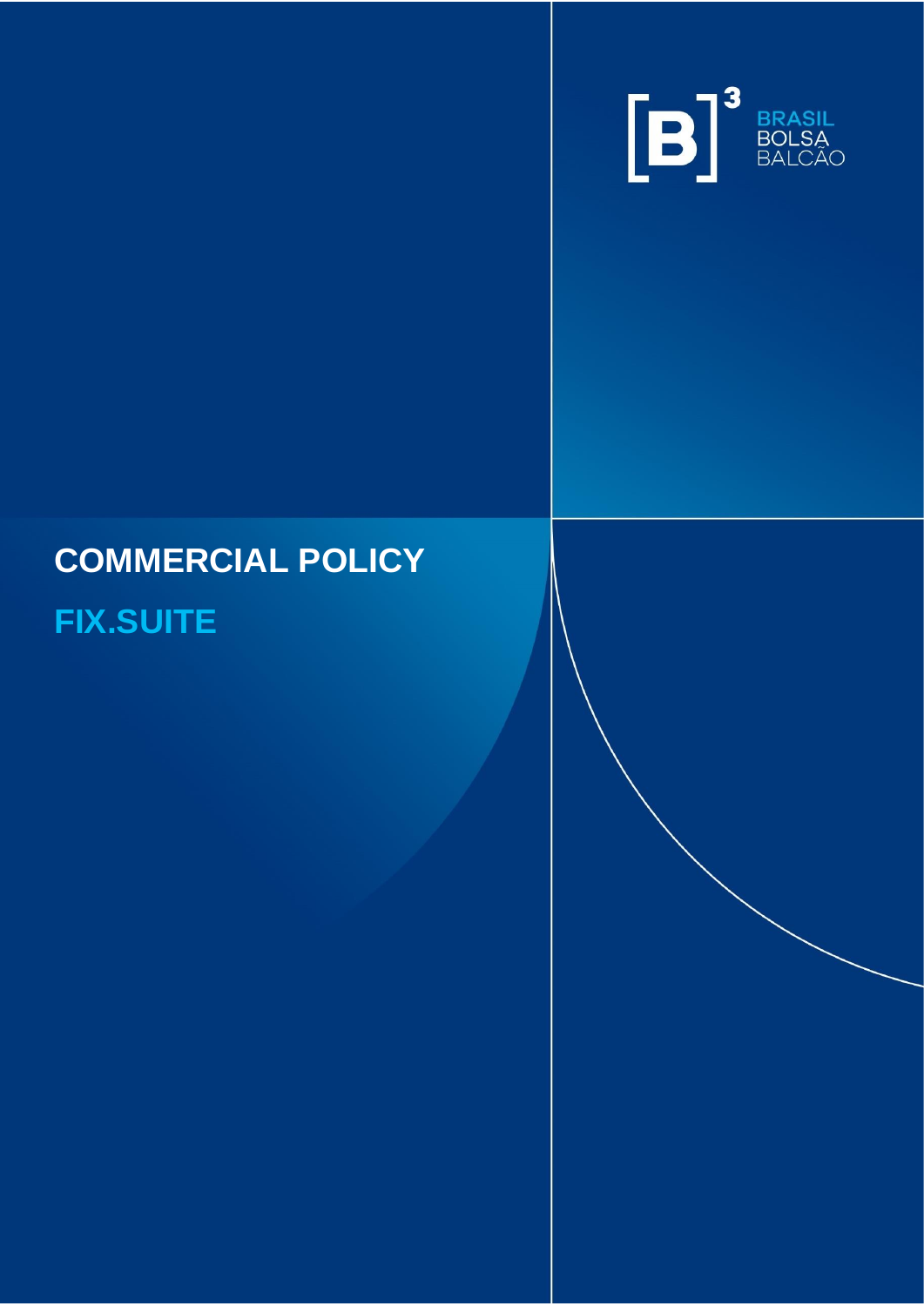# COMMERCIAL POLICY

## FIX.SUITE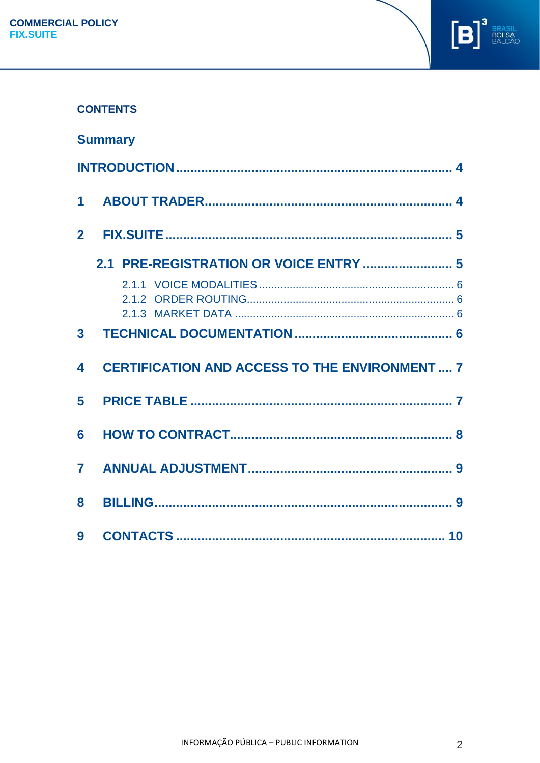**CONTENTS**

## Summary

- INTRODUCTION ..... 4
- 1 ABOUT TRADER ..... 4
- 2 FIX.SUITE ..... 5
  - 2.1 PRE-REGISTRATION OR VOICE ENTRY ..... 5
    - 2.1.1 VOICE MODALITIES ..... 6
    - 2.1.2 ORDER ROUTING ..... 6
    - 2.1.3 MARKET DATA ..... 6
- 3 TECHNICAL DOCUMENTATION ..... 6
- 4 CERTIFICATION AND ACCESS TO THE ENVIRONMENT ..... 7
- 5 PRICE TABLE ..... 7
- 6 HOW TO CONTRACT ..... 8
- 7 ANNUAL ADJUSTMENT ..... 9
- 8 BILLING ..... 9
- 9 CONTACTS ..... 10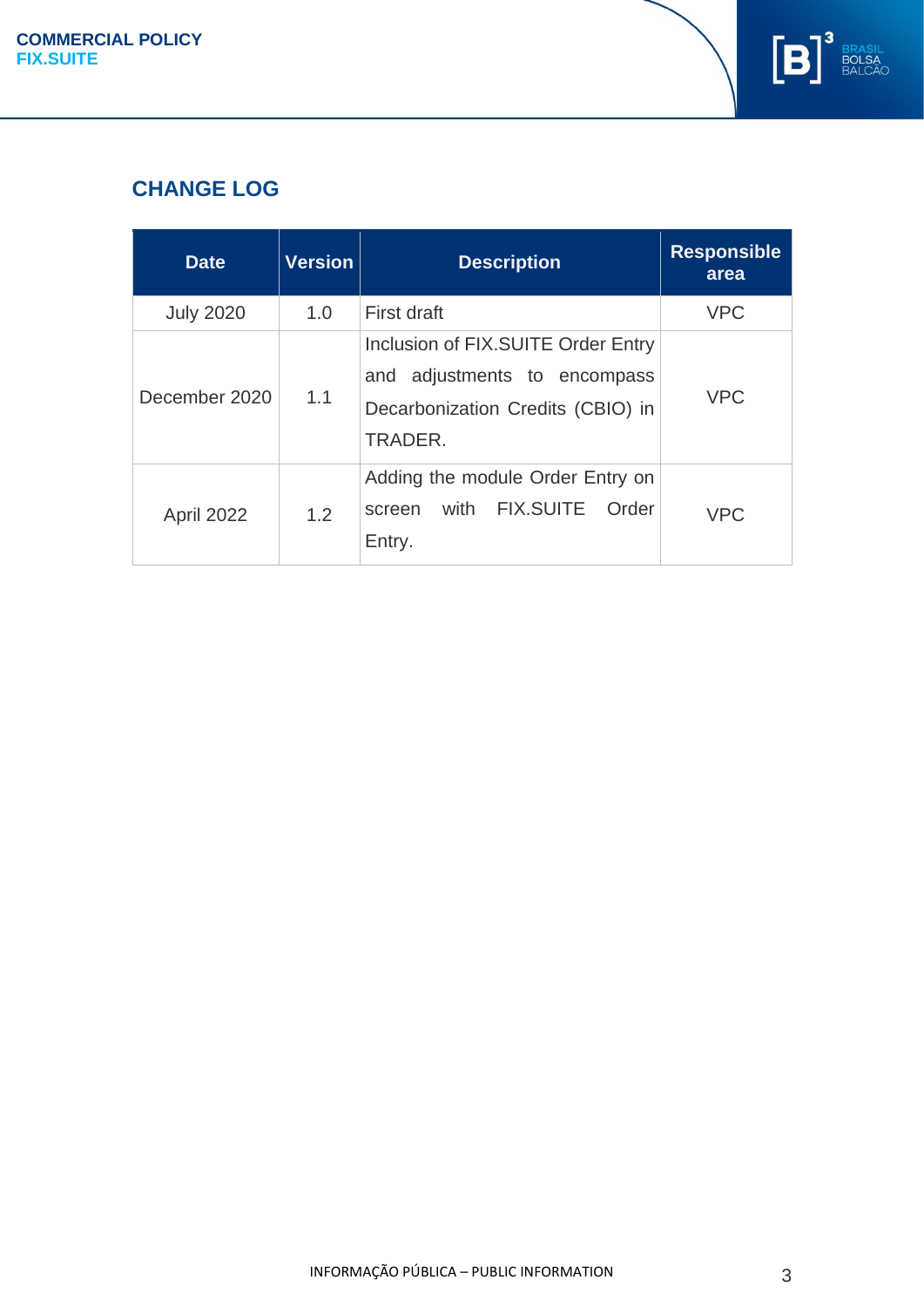## CHANGE LOG

| Date | Version | Description | Responsible area |
|---|---|---|---|
| July 2020 | 1.0 | First draft | VPC |
| December 2020 | 1.1 | Inclusion of FIX.SUITE Order Entry and adjustments to encompass Decarbonization Credits (CBIO) in TRADER. | VPC |
| April 2022 | 1.2 | Adding the module Order Entry on screen with FIX.SUITE Order Entry. | VPC |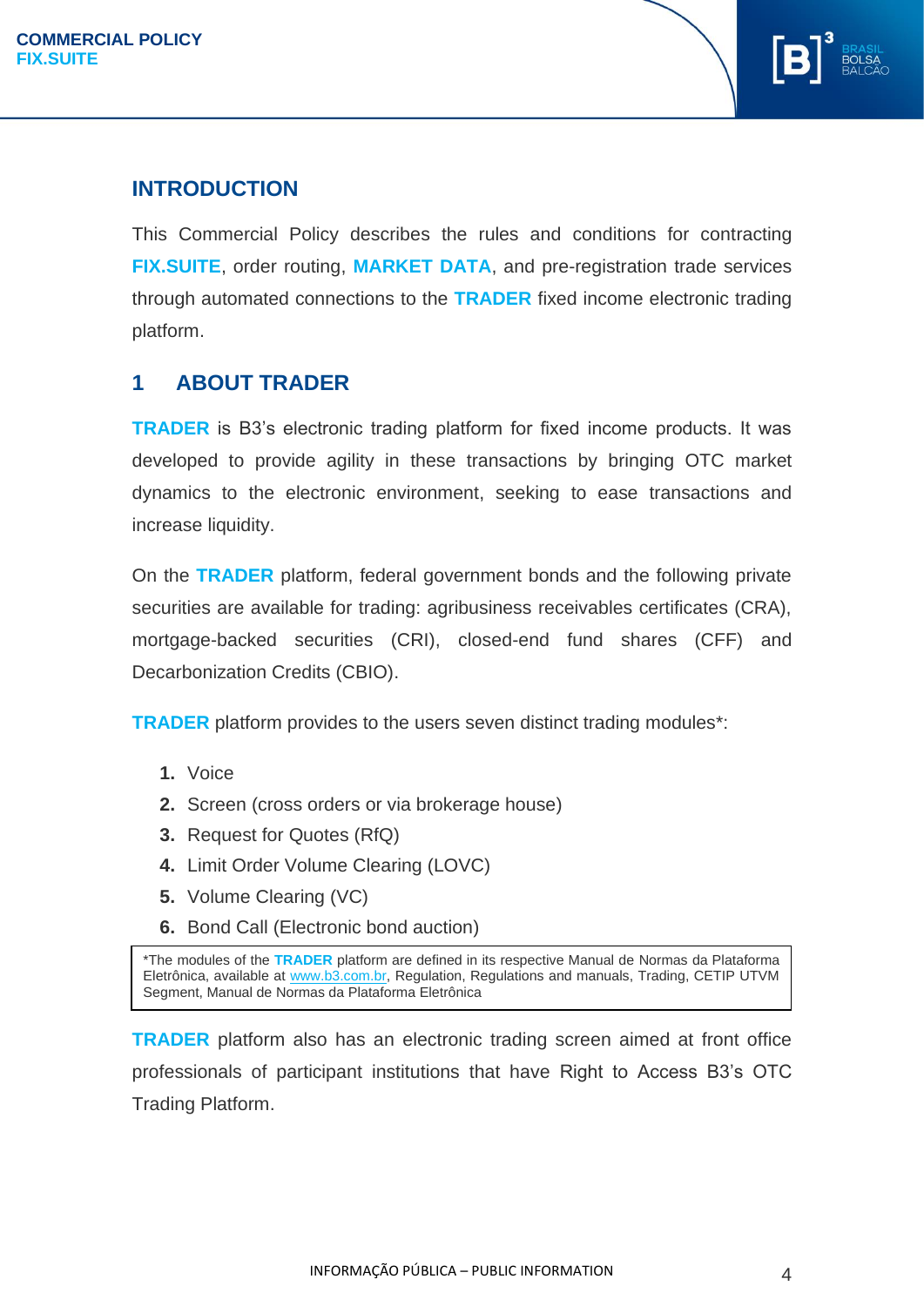## INTRODUCTION

This Commercial Policy describes the rules and conditions for contracting **FIX.SUITE**, order routing, **MARKET DATA**, and pre-registration trade services through automated connections to the **TRADER** fixed income electronic trading platform.

## 1 ABOUT TRADER

**TRADER** is B3's electronic trading platform for fixed income products. It was developed to provide agility in these transactions by bringing OTC market dynamics to the electronic environment, seeking to ease transactions and increase liquidity.

On the **TRADER** platform, federal government bonds and the following private securities are available for trading: agribusiness receivables certificates (CRA), mortgage-backed securities (CRI), closed-end fund shares (CFF) and Decarbonization Credits (CBIO).

**TRADER** platform provides to the users seven distinct trading modules*:

1. Voice
2. Screen (cross orders or via brokerage house)
3. Request for Quotes (RfQ)
4. Limit Order Volume Clearing (LOVC)
5. Volume Clearing (VC)
6. Bond Call (Electronic bond auction)

*The modules of the **TRADER** platform are defined in its respective Manual de Normas da Plataforma Eletrônica, available at www.b3.com.br, Regulation, Regulations and manuals, Trading, CETIP UTVM Segment, Manual de Normas da Plataforma Eletrônica

**TRADER** platform also has an electronic trading screen aimed at front office professionals of participant institutions that have Right to Access B3's OTC Trading Platform.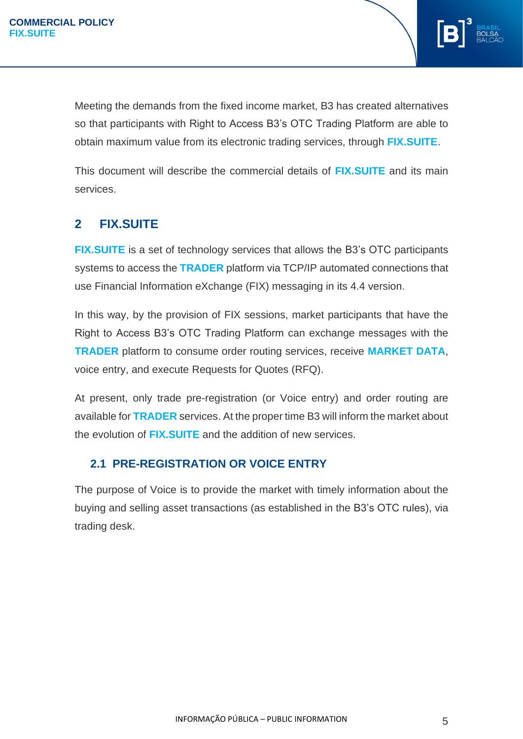Meeting the demands from the fixed income market, B3 has created alternatives so that participants with Right to Access B3's OTC Trading Platform are able to obtain maximum value from its electronic trading services, through **FIX.SUITE**.

This document will describe the commercial details of **FIX.SUITE** and its main services.

## 2 FIX.SUITE

**FIX.SUITE** is a set of technology services that allows the B3's OTC participants systems to access the **TRADER** platform via TCP/IP automated connections that use Financial Information eXchange (FIX) messaging in its 4.4 version.

In this way, by the provision of FIX sessions, market participants that have the Right to Access B3's OTC Trading Platform can exchange messages with the **TRADER** platform to consume order routing services, receive **MARKET DATA**, voice entry, and execute Requests for Quotes (RFQ).

At present, only trade pre-registration (or Voice entry) and order routing are available for **TRADER** services. At the proper time B3 will inform the market about the evolution of **FIX.SUITE** and the addition of new services.

### 2.1 PRE-REGISTRATION OR VOICE ENTRY

The purpose of Voice is to provide the market with timely information about the buying and selling asset transactions (as established in the B3's OTC rules), via trading desk.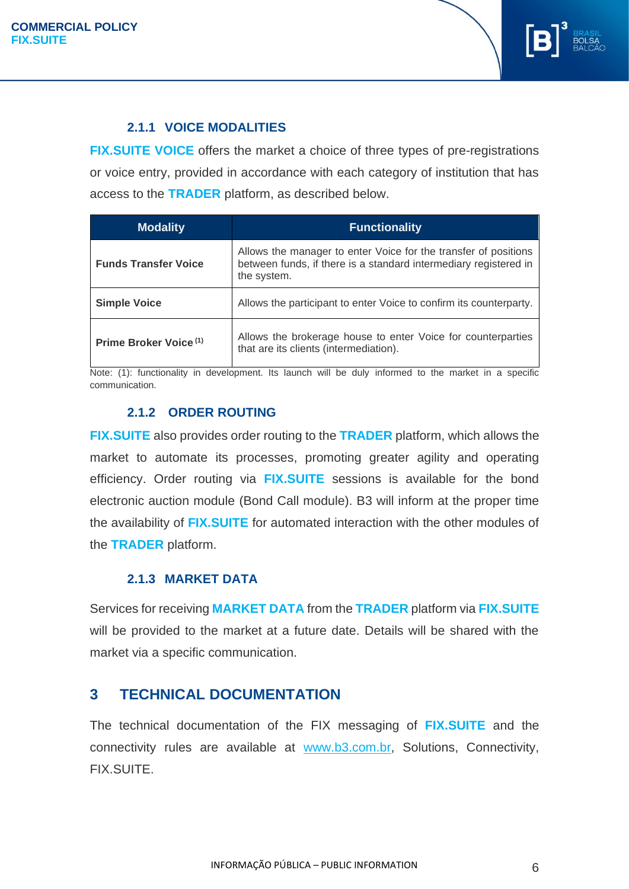### 2.1.1 VOICE MODALITIES

**FIX.SUITE VOICE** offers the market a choice of three types of pre-registrations or voice entry, provided in accordance with each category of institution that has access to the **TRADER** platform, as described below.

| Modality | Functionality |
|---|---|
| **Funds Transfer Voice** | Allows the manager to enter Voice for the transfer of positions between funds, if there is a standard intermediary registered in the system. |
| **Simple Voice** | Allows the participant to enter Voice to confirm its counterparty. |
| **Prime Broker Voice** (1) | Allows the brokerage house to enter Voice for counterparties that are its clients (intermediation). |

Note: (1): functionality in development. Its launch will be duly informed to the market in a specific communication.

### 2.1.2 ORDER ROUTING

**FIX.SUITE** also provides order routing to the **TRADER** platform, which allows the market to automate its processes, promoting greater agility and operating efficiency. Order routing via **FIX.SUITE** sessions is available for the bond electronic auction module (Bond Call module). B3 will inform at the proper time the availability of **FIX.SUITE** for automated interaction with the other modules of the **TRADER** platform.

### 2.1.3 MARKET DATA

Services for receiving **MARKET DATA** from the **TRADER** platform via **FIX.SUITE** will be provided to the market at a future date. Details will be shared with the market via a specific communication.

## 3 TECHNICAL DOCUMENTATION

The technical documentation of the FIX messaging of **FIX.SUITE** and the connectivity rules are available at www.b3.com.br, Solutions, Connectivity, FIX.SUITE.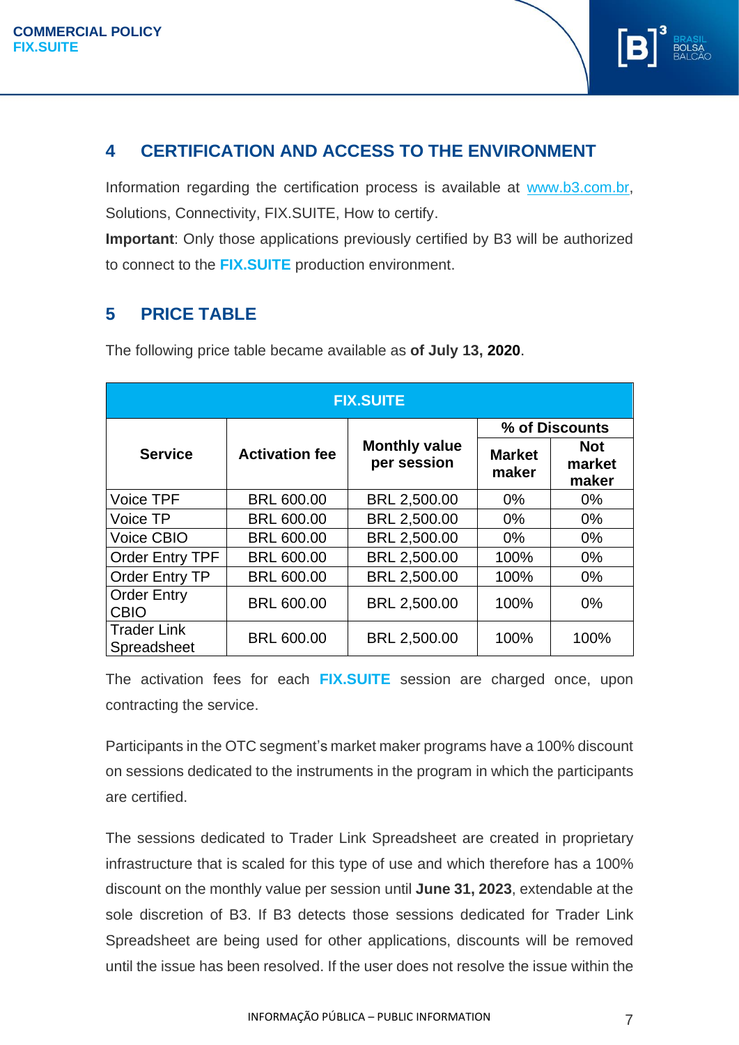## 4 CERTIFICATION AND ACCESS TO THE ENVIRONMENT

Information regarding the certification process is available at www.b3.com.br, Solutions, Connectivity, FIX.SUITE, How to certify.

**Important**: Only those applications previously certified by B3 will be authorized to connect to the **FIX.SUITE** production environment.

## 5 PRICE TABLE

The following price table became available as **of July 13, 2020**.

| FIX.SUITE | | | | |
|---|---|---|---|---|
| **Service** | **Activation fee** | **Monthly value per session** | **% of Discounts** | |
| | | | **Market maker** | **Not market maker** |
| Voice TPF | BRL 600.00 | BRL 2,500.00 | 0% | 0% |
| Voice TP | BRL 600.00 | BRL 2,500.00 | 0% | 0% |
| Voice CBIO | BRL 600.00 | BRL 2,500.00 | 0% | 0% |
| Order Entry TPF | BRL 600.00 | BRL 2,500.00 | 100% | 0% |
| Order Entry TP | BRL 600.00 | BRL 2,500.00 | 100% | 0% |
| Order Entry CBIO | BRL 600.00 | BRL 2,500.00 | 100% | 0% |
| Trader Link Spreadsheet | BRL 600.00 | BRL 2,500.00 | 100% | 100% |

The activation fees for each **FIX.SUITE** session are charged once, upon contracting the service.

Participants in the OTC segment's market maker programs have a 100% discount on sessions dedicated to the instruments in the program in which the participants are certified.

The sessions dedicated to Trader Link Spreadsheet are created in proprietary infrastructure that is scaled for this type of use and which therefore has a 100% discount on the monthly value per session until **June 31, 2023**, extendable at the sole discretion of B3. If B3 detects those sessions dedicated for Trader Link Spreadsheet are being used for other applications, discounts will be removed until the issue has been resolved. If the user does not resolve the issue within the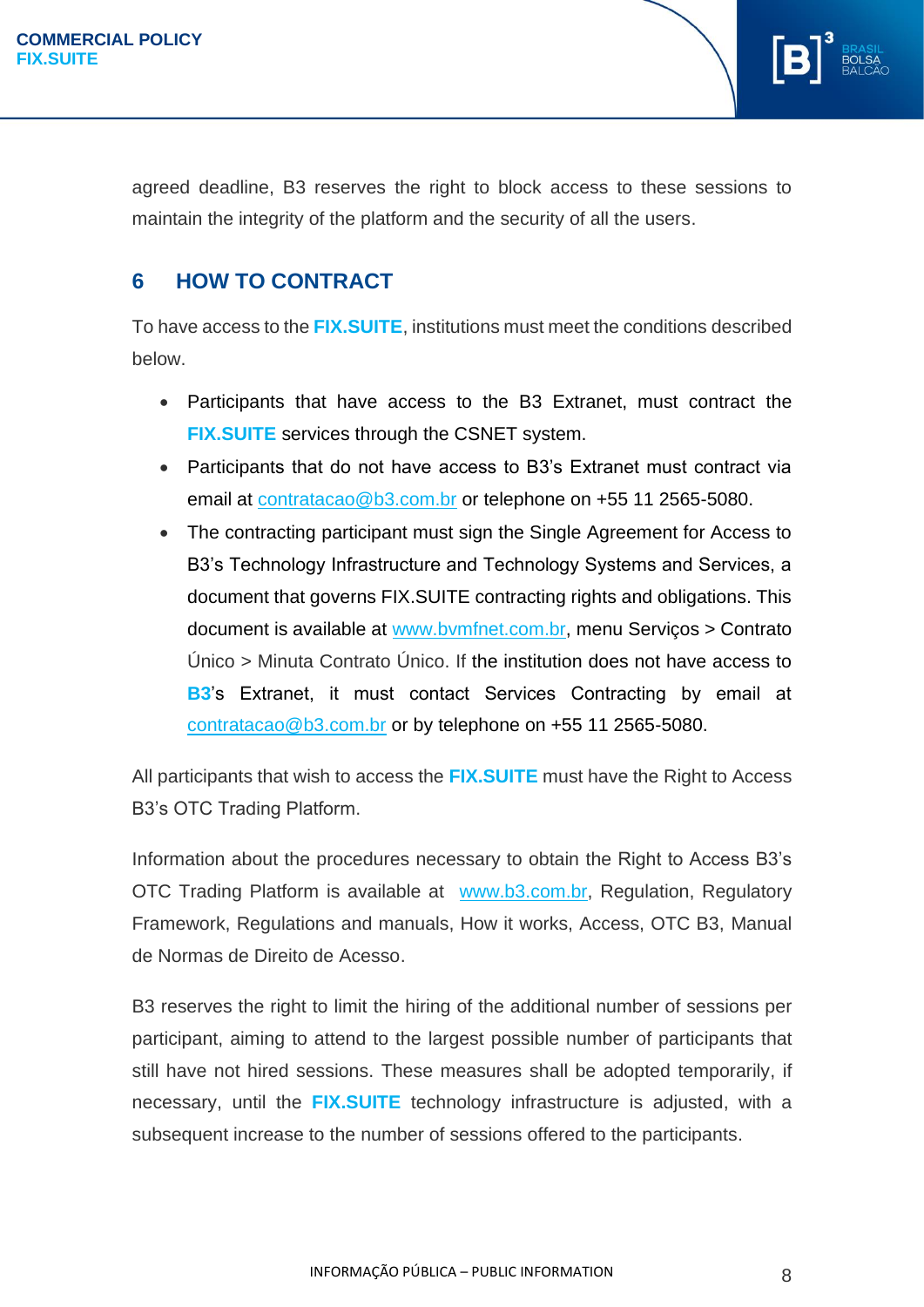agreed deadline, B3 reserves the right to block access to these sessions to maintain the integrity of the platform and the security of all the users.

## 6 HOW TO CONTRACT

To have access to the **FIX.SUITE**, institutions must meet the conditions described below.

- Participants that have access to the B3 Extranet, must contract the **FIX.SUITE** services through the CSNET system.
- Participants that do not have access to B3's Extranet must contract via email at contratacao@b3.com.br or telephone on +55 11 2565-5080.
- The contracting participant must sign the Single Agreement for Access to B3's Technology Infrastructure and Technology Systems and Services, a document that governs FIX.SUITE contracting rights and obligations. This document is available at www.bvmfnet.com.br, menu Serviços > Contrato Único > Minuta Contrato Único. If the institution does not have access to **B3**'s Extranet, it must contact Services Contracting by email at contratacao@b3.com.br or by telephone on +55 11 2565-5080.

All participants that wish to access the **FIX.SUITE** must have the Right to Access B3's OTC Trading Platform.

Information about the procedures necessary to obtain the Right to Access B3's OTC Trading Platform is available at www.b3.com.br, Regulation, Regulatory Framework, Regulations and manuals, How it works, Access, OTC B3, Manual de Normas de Direito de Acesso.

B3 reserves the right to limit the hiring of the additional number of sessions per participant, aiming to attend to the largest possible number of participants that still have not hired sessions. These measures shall be adopted temporarily, if necessary, until the **FIX.SUITE** technology infrastructure is adjusted, with a subsequent increase to the number of sessions offered to the participants.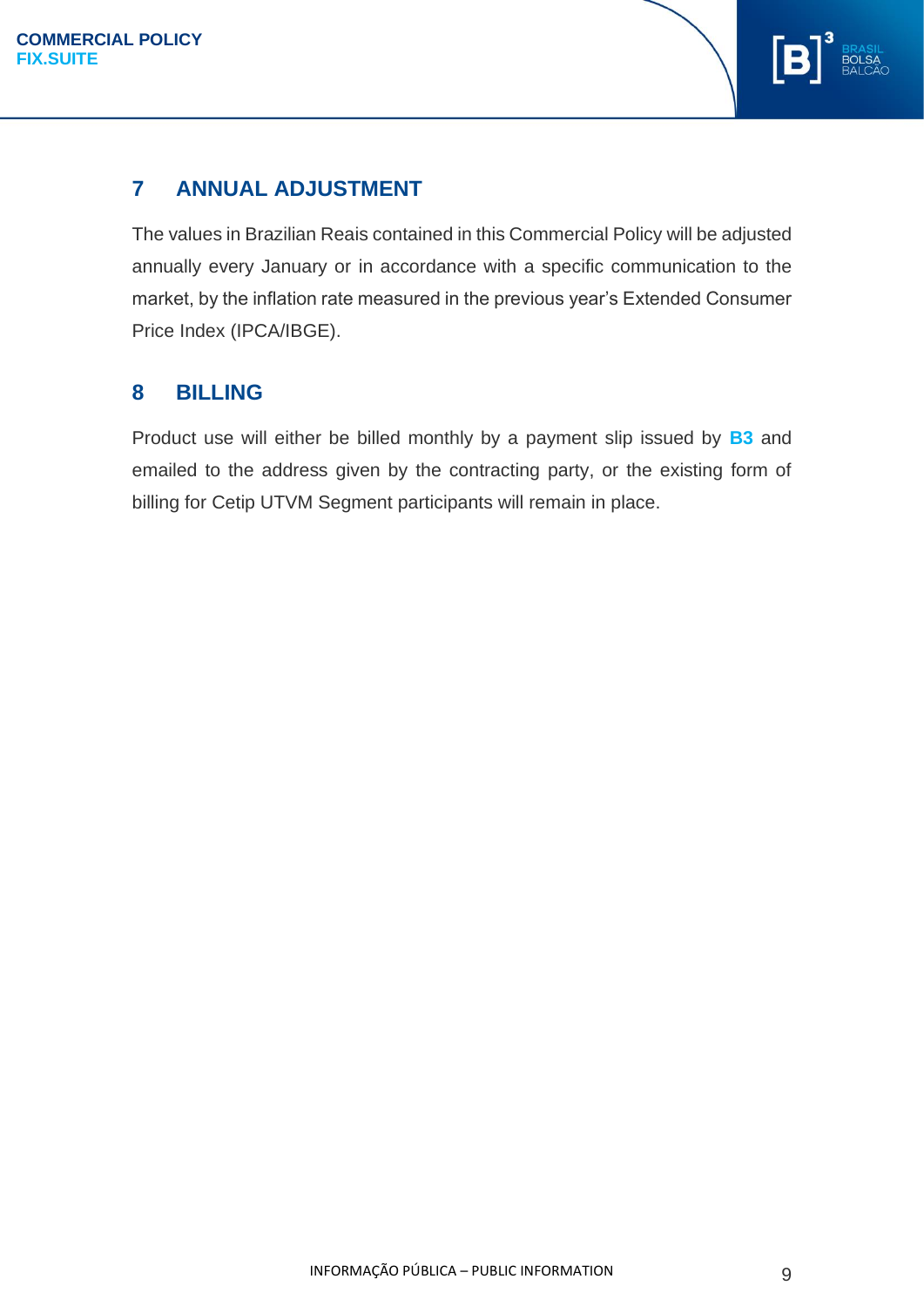## 7 ANNUAL ADJUSTMENT

The values in Brazilian Reais contained in this Commercial Policy will be adjusted annually every January or in accordance with a specific communication to the market, by the inflation rate measured in the previous year's Extended Consumer Price Index (IPCA/IBGE).

## 8 BILLING

Product use will either be billed monthly by a payment slip issued by **B3** and emailed to the address given by the contracting party, or the existing form of billing for Cetip UTVM Segment participants will remain in place.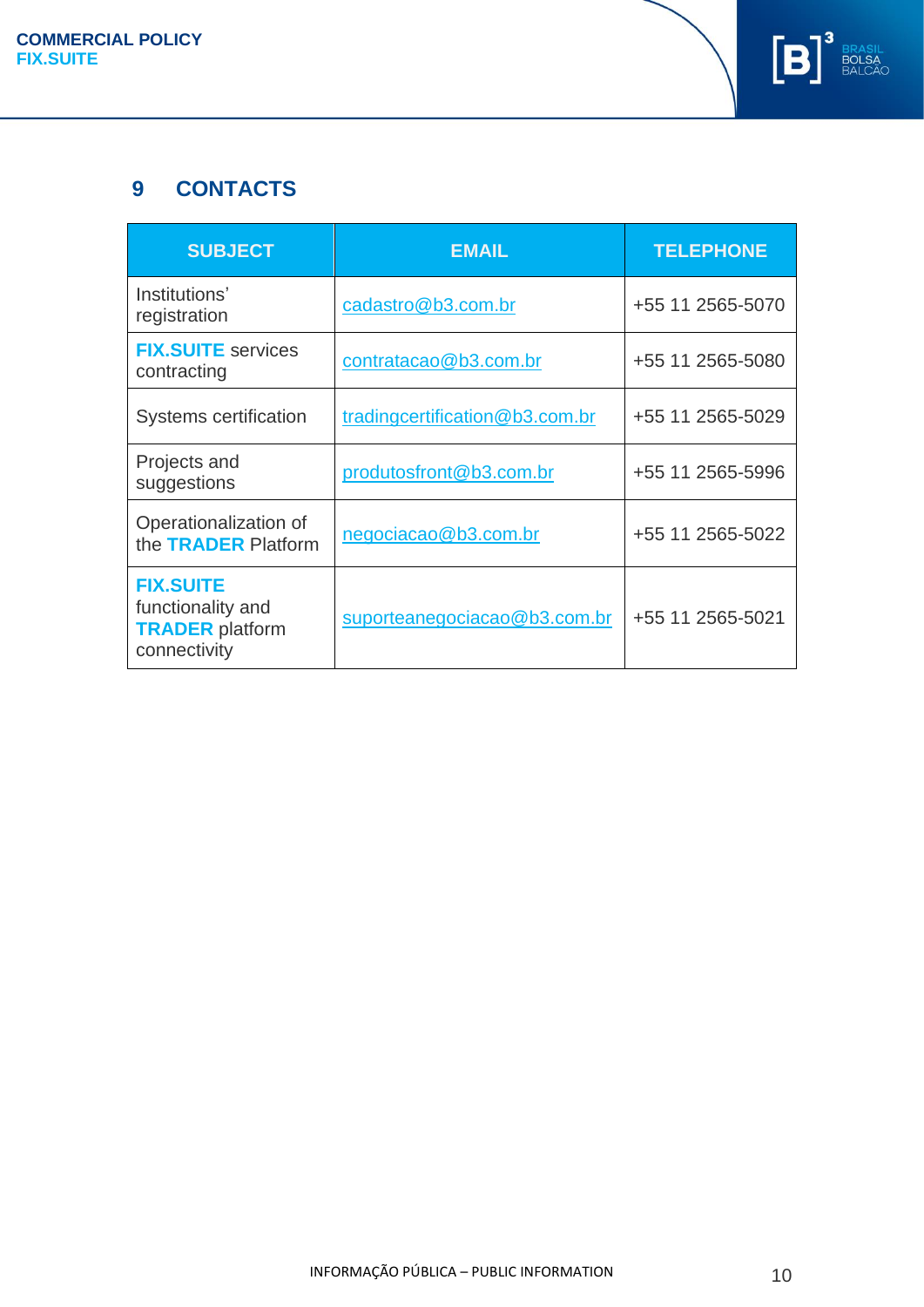## 9 CONTACTS

| SUBJECT | EMAIL | TELEPHONE |
|---|---|---|
| Institutions' registration | cadastro@b3.com.br | +55 11 2565-5070 |
| **FIX.SUITE** services contracting | contratacao@b3.com.br | +55 11 2565-5080 |
| Systems certification | tradingcertification@b3.com.br | +55 11 2565-5029 |
| Projects and suggestions | produtosfront@b3.com.br | +55 11 2565-5996 |
| Operationalization of the **TRADER** Platform | negociacao@b3.com.br | +55 11 2565-5022 |
| **FIX.SUITE** functionality and **TRADER** platform connectivity | suporteanegociacao@b3.com.br | +55 11 2565-5021 |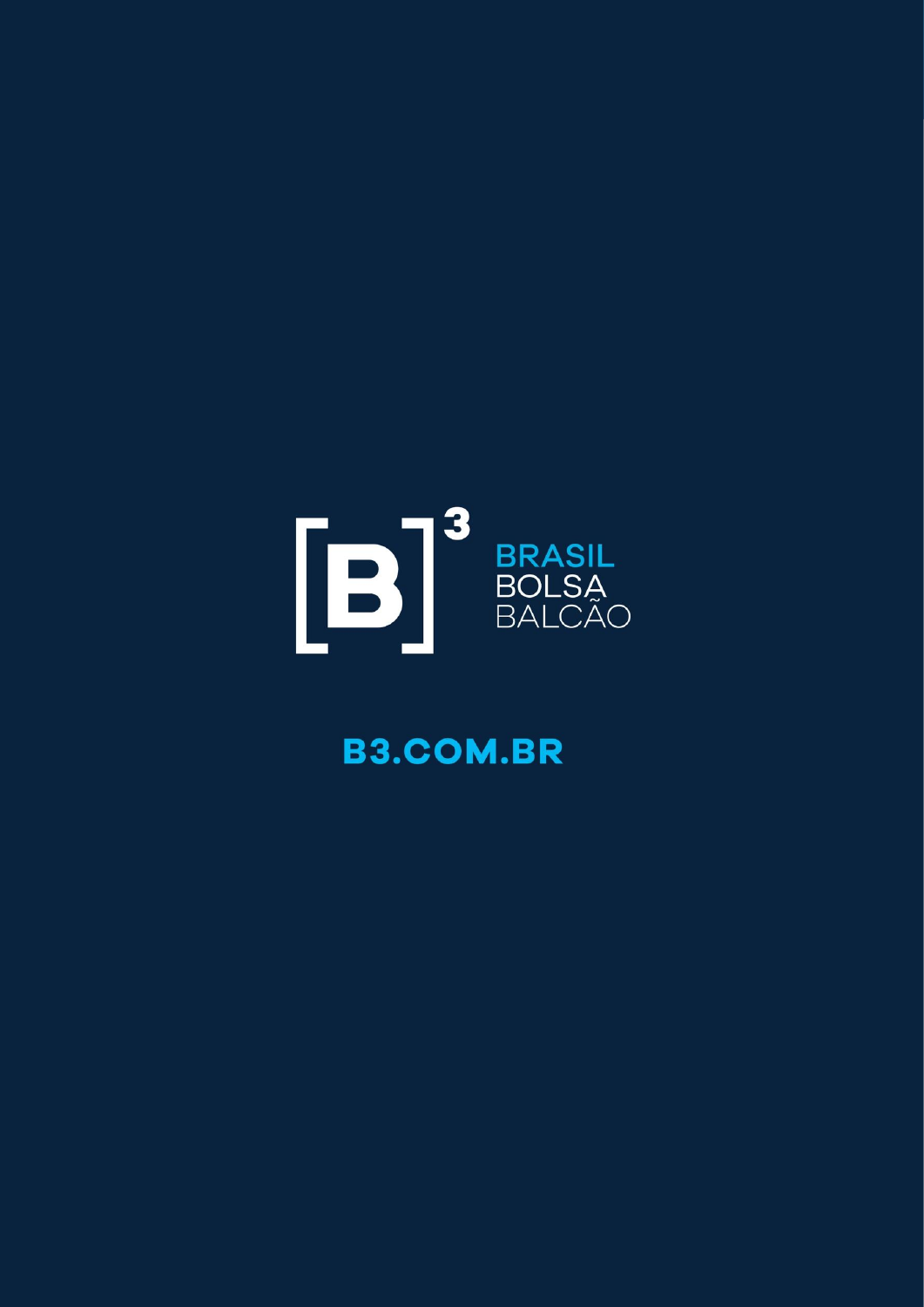[B]³ BRASIL BOLSA BALCÃO

B3.COM.BR